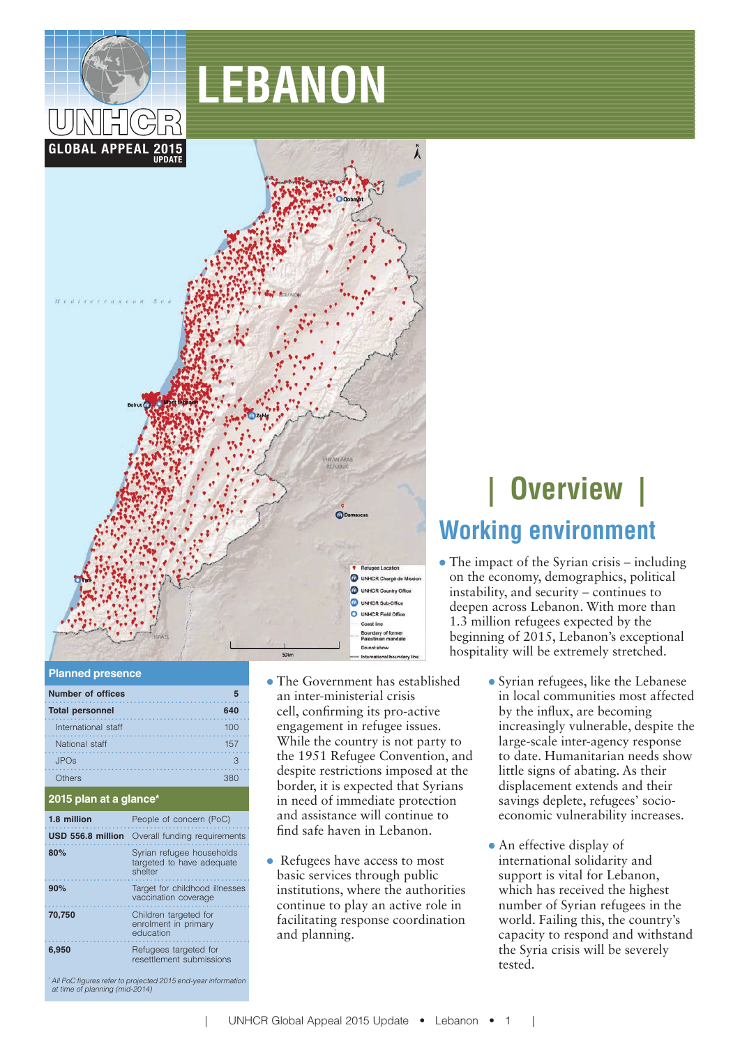# LEBANON

UNHCR

GLOBAL APPEAL 2015 UPDATE

## Planned presence

| Number of offices | 5 |
|---|---|
| Total personnel | 640 |
| International staff | 100 |
| National staff | 157 |
| JPOs | 3 |
| Others | 380 |

## 2015 plan at a glance*

| | |
|---|---|
| 1.8 million | People of concern (PoC) |
| USD 556.8 million | Overall funding requirements |
| 80% | Syrian refugee households targeted to have adequate shelter |
| 90% | Target for childhood illnesses vaccination coverage |
| 70,750 | Children targeted for enrolment in primary education |
| 6,950 | Refugees targeted for resettlement submissions |

*All PoC figures refer to projected 2015 end-year information at time of planning (mid-2014)*

# | Overview |

## Working environment

- The impact of the Syrian crisis – including on the economy, demographics, political instability, and security – continues to deepen across Lebanon. With more than 1.3 million refugees expected by the beginning of 2015, Lebanon's exceptional hospitality will be extremely stretched.

- The Government has established an inter-ministerial crisis cell, confirming its pro-active engagement in refugee issues. While the country is not party to the 1951 Refugee Convention, and despite restrictions imposed at the border, it is expected that Syrians in need of immediate protection and assistance will continue to find safe haven in Lebanon.

- Refugees have access to most basic services through public institutions, where the authorities continue to play an active role in facilitating response coordination and planning.

- Syrian refugees, like the Lebanese in local communities most affected by the influx, are becoming increasingly vulnerable, despite the large-scale inter-agency response to date. Humanitarian needs show little signs of abating. As their displacement extends and their savings deplete, refugees' socio-economic vulnerability increases.

- An effective display of international solidarity and support is vital for Lebanon, which has received the highest number of Syrian refugees in the world. Failing this, the country's capacity to respond and withstand the Syria crisis will be severely tested.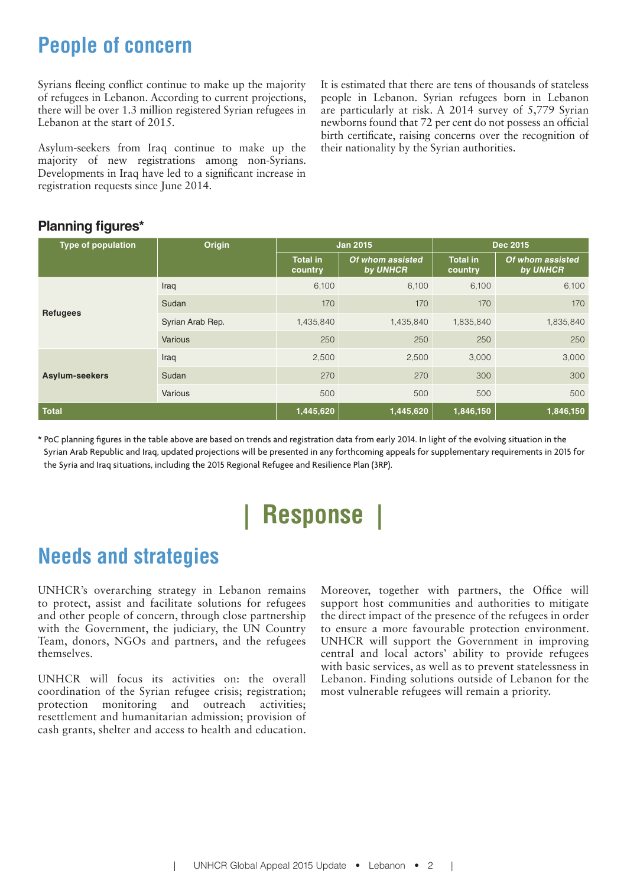# People of concern

Syrians fleeing conflict continue to make up the majority of refugees in Lebanon. According to current projections, there will be over 1.3 million registered Syrian refugees in Lebanon at the start of 2015.

Asylum-seekers from Iraq continue to make up the majority of new registrations among non-Syrians. Developments in Iraq have led to a significant increase in registration requests since June 2014.

It is estimated that there are tens of thousands of stateless people in Lebanon. Syrian refugees born in Lebanon are particularly at risk. A 2014 survey of 5,779 Syrian newborns found that 72 per cent do not possess an official birth certificate, raising concerns over the recognition of their nationality by the Syrian authorities.

## Planning figures*

| Type of population | Origin | Jan 2015 | | Dec 2015 | |
|---|---|---|---|---|---|
| | | Total in country | *Of whom assisted by UNHCR* | Total in country | *Of whom assisted by UNHCR* |
| **Refugees** | Iraq | 6,100 | 6,100 | 6,100 | 6,100 |
| | Sudan | 170 | 170 | 170 | 170 |
| | Syrian Arab Rep. | 1,435,840 | 1,435,840 | 1,835,840 | 1,835,840 |
| | Various | 250 | 250 | 250 | 250 |
| **Asylum-seekers** | Iraq | 2,500 | 2,500 | 3,000 | 3,000 |
| | Sudan | 270 | 270 | 300 | 300 |
| | Various | 500 | 500 | 500 | 500 |
| **Total** | | **1,445,620** | **1,445,620** | **1,846,150** | **1,846,150** |

* PoC planning figures in the table above are based on trends and registration data from early 2014. In light of the evolving situation in the Syrian Arab Republic and Iraq, updated projections will be presented in any forthcoming appeals for supplementary requirements in 2015 for the Syria and Iraq situations, including the 2015 Regional Refugee and Resilience Plan (3RP).

# | Response |

# Needs and strategies

UNHCR's overarching strategy in Lebanon remains to protect, assist and facilitate solutions for refugees and other people of concern, through close partnership with the Government, the judiciary, the UN Country Team, donors, NGOs and partners, and the refugees themselves.

UNHCR will focus its activities on: the overall coordination of the Syrian refugee crisis; registration; protection monitoring and outreach activities; resettlement and humanitarian admission; provision of cash grants, shelter and access to health and education.

Moreover, together with partners, the Office will support host communities and authorities to mitigate the direct impact of the presence of the refugees in order to ensure a more favourable protection environment. UNHCR will support the Government in improving central and local actors' ability to provide refugees with basic services, as well as to prevent statelessness in Lebanon. Finding solutions outside of Lebanon for the most vulnerable refugees will remain a priority.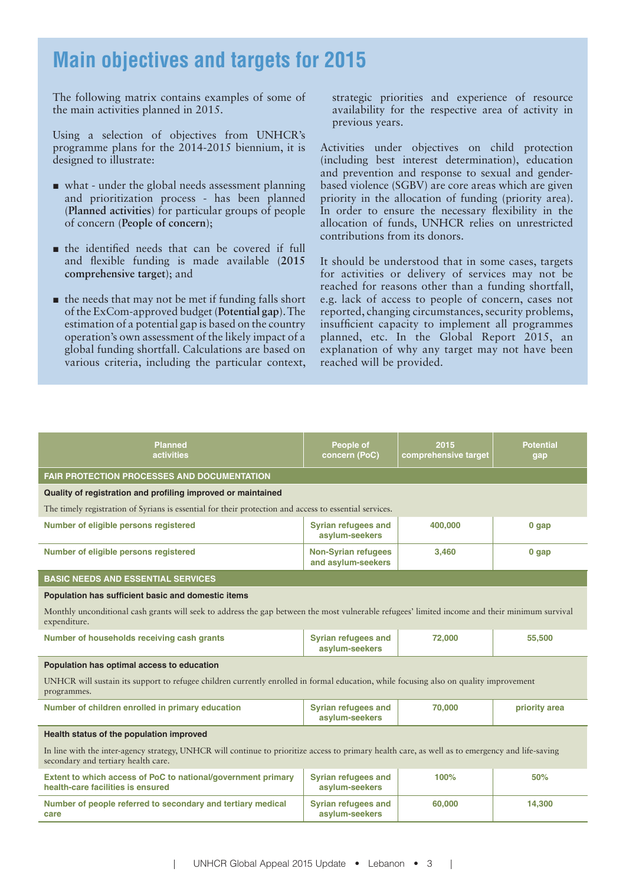# Main objectives and targets for 2015

The following matrix contains examples of some of the main activities planned in 2015.

Using a selection of objectives from UNHCR's programme plans for the 2014-2015 biennium, it is designed to illustrate:

- what - under the global needs assessment planning and prioritization process - has been planned (**Planned activities**) for particular groups of people of concern (**People of concern**);
- the identified needs that can be covered if full and flexible funding is made available (**2015 comprehensive target**); and
- the needs that may not be met if funding falls short of the ExCom-approved budget (**Potential gap**). The estimation of a potential gap is based on the country operation's own assessment of the likely impact of a global funding shortfall. Calculations are based on various criteria, including the particular context, strategic priorities and experience of resource availability for the respective area of activity in previous years.

Activities under objectives on child protection (including best interest determination), education and prevention and response to sexual and gender-based violence (SGBV) are core areas which are given priority in the allocation of funding (priority area). In order to ensure the necessary flexibility in the allocation of funds, UNHCR relies on unrestricted contributions from its donors.

It should be understood that in some cases, targets for activities or delivery of services may not be reached for reasons other than a funding shortfall, e.g. lack of access to people of concern, cases not reported, changing circumstances, security problems, insufficient capacity to implement all programmes planned, etc. In the Global Report 2015, an explanation of why any target may not have been reached will be provided.

| Planned activities | People of concern (PoC) | 2015 comprehensive target | Potential gap |
|---|---|---|---|
| **FAIR PROTECTION PROCESSES AND DOCUMENTATION** | | | |
| **Quality of registration and profiling improved or maintained** | | | |
| The timely registration of Syrians is essential for their protection and access to essential services. | | | |
| Number of eligible persons registered | Syrian refugees and asylum-seekers | 400,000 | 0 gap |
| Number of eligible persons registered | Non-Syrian refugees and asylum-seekers | 3,460 | 0 gap |
| **BASIC NEEDS AND ESSENTIAL SERVICES** | | | |
| **Population has sufficient basic and domestic items** | | | |
| Monthly unconditional cash grants will seek to address the gap between the most vulnerable refugees' limited income and their minimum survival expenditure. | | | |
| Number of households receiving cash grants | Syrian refugees and asylum-seekers | 72,000 | 55,500 |
| **Population has optimal access to education** | | | |
| UNHCR will sustain its support to refugee children currently enrolled in formal education, while focusing also on quality improvement programmes. | | | |
| Number of children enrolled in primary education | Syrian refugees and asylum-seekers | 70,000 | priority area |
| **Health status of the population improved** | | | |
| In line with the inter-agency strategy, UNHCR will continue to prioritize access to primary health care, as well as to emergency and life-saving secondary and tertiary health care. | | | |
| Extent to which access of PoC to national/government primary health-care facilities is ensured | Syrian refugees and asylum-seekers | 100% | 50% |
| Number of people referred to secondary and tertiary medical care | Syrian refugees and asylum-seekers | 60,000 | 14,300 |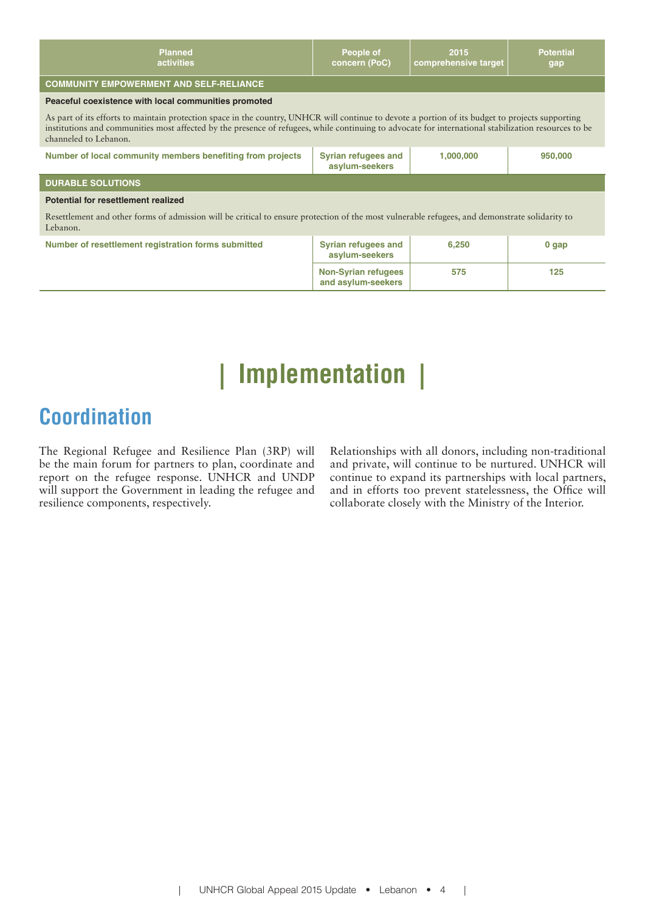| Planned activities | People of concern (PoC) | 2015 comprehensive target | Potential gap |
|---|---|---|---|
| **COMMUNITY EMPOWERMENT AND SELF-RELIANCE** | | | |
| **Peaceful coexistence with local communities promoted** | | | |
| As part of its efforts to maintain protection space in the country, UNHCR will continue to devote a portion of its budget to projects supporting institutions and communities most affected by the presence of refugees, while continuing to advocate for international stabilization resources to be channeled to Lebanon. | | | |
| Number of local community members benefiting from projects | Syrian refugees and asylum-seekers | 1,000,000 | 950,000 |
| **DURABLE SOLUTIONS** | | | |
| **Potential for resettlement realized** | | | |
| Resettlement and other forms of admission will be critical to ensure protection of the most vulnerable refugees, and demonstrate solidarity to Lebanon. | | | |
| Number of resettlement registration forms submitted | Syrian refugees and asylum-seekers | 6,250 | 0 gap |
| | Non-Syrian refugees and asylum-seekers | 575 | 125 |

# | Implementation |

## Coordination

The Regional Refugee and Resilience Plan (3RP) will be the main forum for partners to plan, coordinate and report on the refugee response. UNHCR and UNDP will support the Government in leading the refugee and resilience components, respectively.

Relationships with all donors, including non-traditional and private, will continue to be nurtured. UNHCR will continue to expand its partnerships with local partners, and in efforts too prevent statelessness, the Office will collaborate closely with the Ministry of the Interior.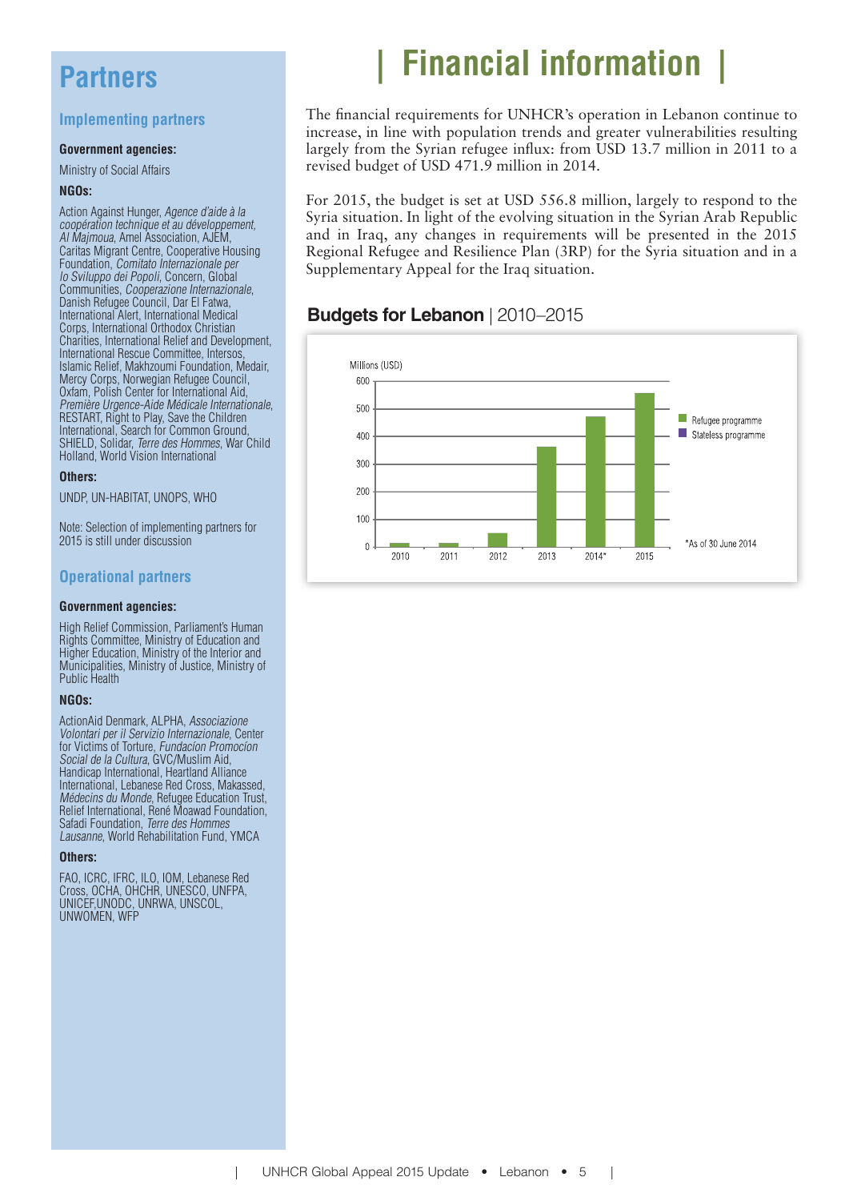# Partners

## Implementing partners

**Government agencies:**

Ministry of Social Affairs

**NGOs:**

Action Against Hunger, *Agence d'aide à la coopération technique et au développement*, *Al Majmoua*, Amel Association, AJEM, Caritas Migrant Centre, Cooperative Housing Foundation, *Comitato Internazionale per lo Sviluppo dei Popoli*, Concern, Global Communities, *Cooperazione Internazionale*, Danish Refugee Council, Dar El Fatwa, International Alert, International Medical Corps, International Orthodox Christian Charities, International Relief and Development, International Rescue Committee, Intersos, Islamic Relief, Makhzoumi Foundation, Medair, Mercy Corps, Norwegian Refugee Council, Oxfam, Polish Center for International Aid, *Première Urgence-Aide Médicale Internationale*, RESTART, Right to Play, Save the Children International, Search for Common Ground, SHIELD, Solidar, *Terre des Hommes*, War Child Holland, World Vision International

**Others:**

UNDP, UN-HABITAT, UNOPS, WHO

Note: Selection of implementing partners for 2015 is still under discussion

## Operational partners

**Government agencies:**

High Relief Commission, Parliament's Human Rights Committee, Ministry of Education and Higher Education, Ministry of the Interior and Municipalities, Ministry of Justice, Ministry of Public Health

**NGOs:**

ActionAid Denmark, ALPHA, *Associazione Volontari per il Servizio Internazionale*, Center for Victims of Torture, *Fundacíon Promocíon Social de la Cultura*, GVC/Muslim Aid, Handicap International, Heartland Alliance International, Lebanese Red Cross, Makassed, *Médecins du Monde*, Refugee Education Trust, Relief International, René Moawad Foundation, Safadi Foundation, *Terre des Hommes Lausanne*, World Rehabilitation Fund, YMCA

**Others:**

FAO, ICRC, IFRC, ILO, IOM, Lebanese Red Cross, OCHA, OHCHR, UNESCO, UNFPA, UNICEF,UNODC, UNRWA, UNSCOL, UNWOMEN, WFP

# Financial information

The financial requirements for UNHCR's operation in Lebanon continue to increase, in line with population trends and greater vulnerabilities resulting largely from the Syrian refugee influx: from USD 13.7 million in 2011 to a revised budget of USD 471.9 million in 2014.

For 2015, the budget is set at USD 556.8 million, largely to respond to the Syria situation. In light of the evolving situation in the Syrian Arab Republic and in Iraq, any changes in requirements will be presented in the 2015 Regional Refugee and Resilience Plan (3RP) for the Syria situation and in a Supplementary Appeal for the Iraq situation.

## Budgets for Lebanon | 2010–2015

Millions (USD)

Legend: Refugee programme; Stateless programme

Years: 2010, 2011, 2012, 2013, 2014*, 2015

*As of 30 June 2014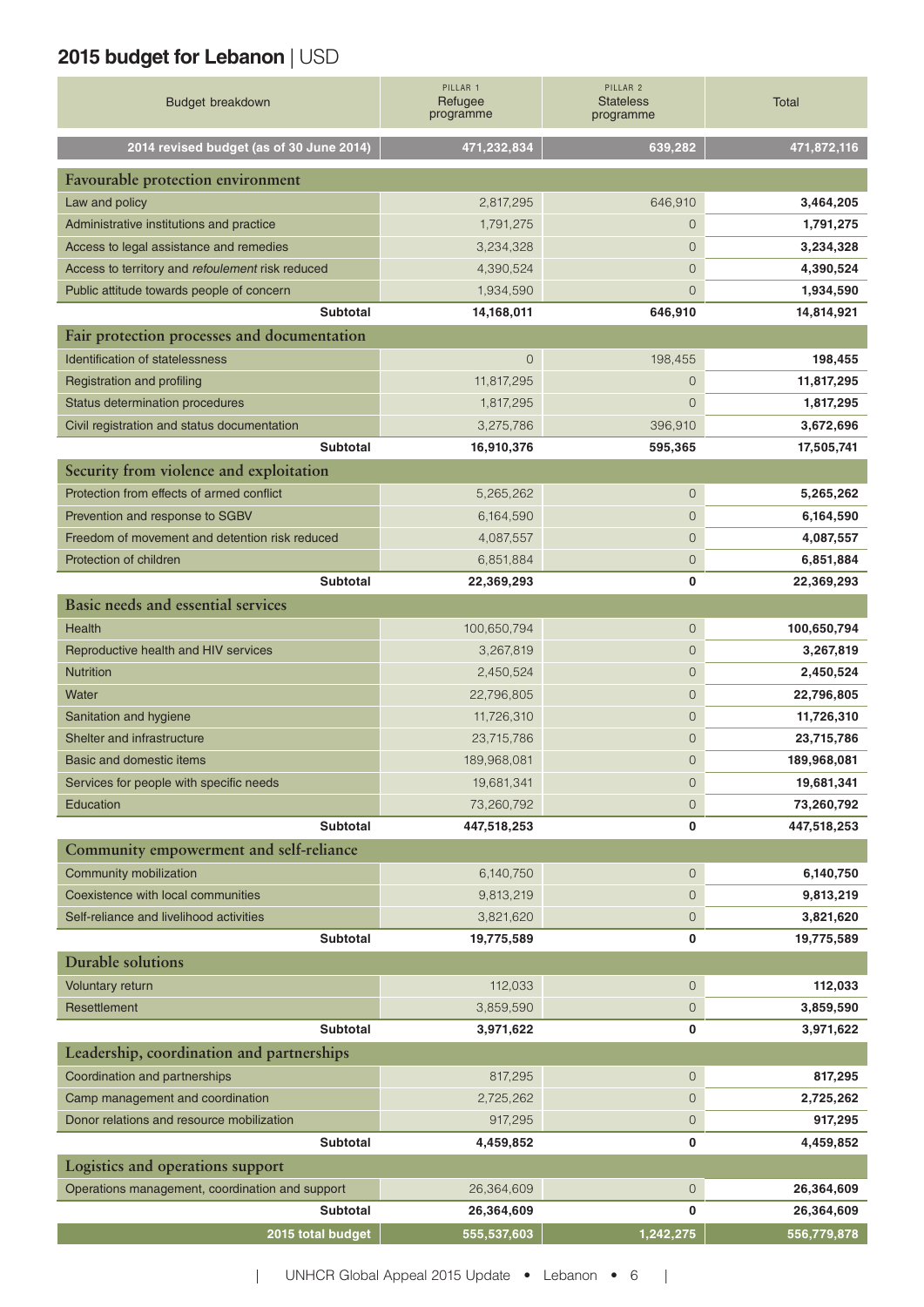## 2015 budget for Lebanon | USD

| Budget breakdown | PILLAR 1 Refugee programme | PILLAR 2 Stateless programme | Total |
|---|---|---|---|
| **2014 revised budget (as of 30 June 2014)** | **471,232,834** | **639,282** | **471,872,116** |
| **Favourable protection environment** | | | |
| Law and policy | 2,817,295 | 646,910 | **3,464,205** |
| Administrative institutions and practice | 1,791,275 | 0 | **1,791,275** |
| Access to legal assistance and remedies | 3,234,328 | 0 | **3,234,328** |
| Access to territory and *refoulement* risk reduced | 4,390,524 | 0 | **4,390,524** |
| Public attitude towards people of concern | 1,934,590 | 0 | **1,934,590** |
| **Subtotal** | **14,168,011** | **646,910** | **14,814,921** |
| **Fair protection processes and documentation** | | | |
| Identification of statelessness | 0 | 198,455 | **198,455** |
| Registration and profiling | 11,817,295 | 0 | **11,817,295** |
| Status determination procedures | 1,817,295 | 0 | **1,817,295** |
| Civil registration and status documentation | 3,275,786 | 396,910 | **3,672,696** |
| **Subtotal** | **16,910,376** | **595,365** | **17,505,741** |
| **Security from violence and exploitation** | | | |
| Protection from effects of armed conflict | 5,265,262 | 0 | **5,265,262** |
| Prevention and response to SGBV | 6,164,590 | 0 | **6,164,590** |
| Freedom of movement and detention risk reduced | 4,087,557 | 0 | **4,087,557** |
| Protection of children | 6,851,884 | 0 | **6,851,884** |
| **Subtotal** | **22,369,293** | **0** | **22,369,293** |
| **Basic needs and essential services** | | | |
| Health | 100,650,794 | 0 | **100,650,794** |
| Reproductive health and HIV services | 3,267,819 | 0 | **3,267,819** |
| Nutrition | 2,450,524 | 0 | **2,450,524** |
| Water | 22,796,805 | 0 | **22,796,805** |
| Sanitation and hygiene | 11,726,310 | 0 | **11,726,310** |
| Shelter and infrastructure | 23,715,786 | 0 | **23,715,786** |
| Basic and domestic items | 189,968,081 | 0 | **189,968,081** |
| Services for people with specific needs | 19,681,341 | 0 | **19,681,341** |
| Education | 73,260,792 | 0 | **73,260,792** |
| **Subtotal** | **447,518,253** | **0** | **447,518,253** |
| **Community empowerment and self-reliance** | | | |
| Community mobilization | 6,140,750 | 0 | **6,140,750** |
| Coexistence with local communities | 9,813,219 | 0 | **9,813,219** |
| Self-reliance and livelihood activities | 3,821,620 | 0 | **3,821,620** |
| **Subtotal** | **19,775,589** | **0** | **19,775,589** |
| **Durable solutions** | | | |
| Voluntary return | 112,033 | 0 | **112,033** |
| Resettlement | 3,859,590 | 0 | **3,859,590** |
| **Subtotal** | **3,971,622** | **0** | **3,971,622** |
| **Leadership, coordination and partnerships** | | | |
| Coordination and partnerships | 817,295 | 0 | **817,295** |
| Camp management and coordination | 2,725,262 | 0 | **2,725,262** |
| Donor relations and resource mobilization | 917,295 | 0 | **917,295** |
| **Subtotal** | **4,459,852** | **0** | **4,459,852** |
| **Logistics and operations support** | | | |
| Operations management, coordination and support | 26,364,609 | 0 | **26,364,609** |
| **Subtotal** | **26,364,609** | **0** | **26,364,609** |
| **2015 total budget** | **555,537,603** | **1,242,275** | **556,779,878** |